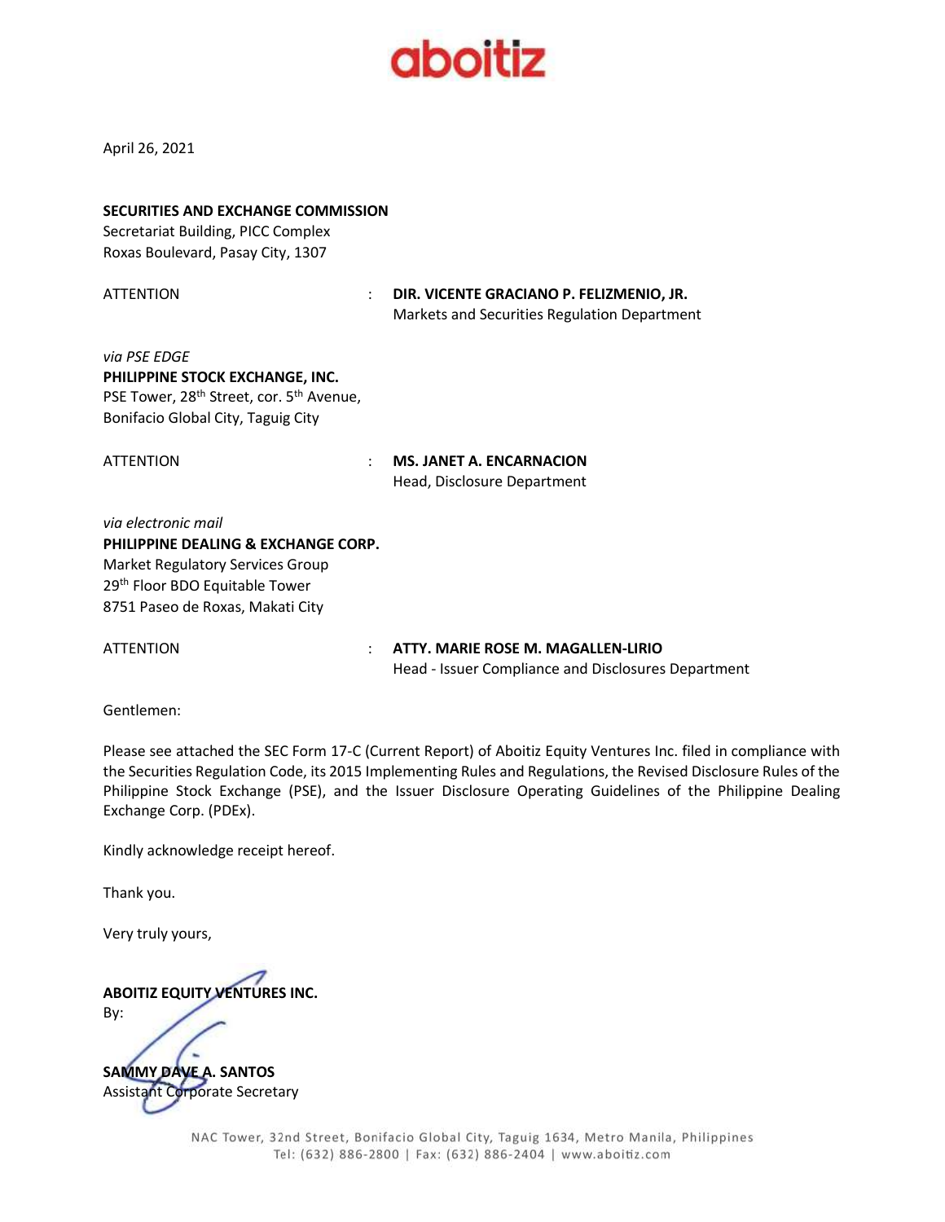aboitiz

April 26, 2021

**SECURITIES AND EXCHANGE COMMISSION**
Secretariat Building, PICC Complex
Roxas Boulevard, Pasay City, 1307

ATTENTION : **DIR. VICENTE GRACIANO P. FELIZMENIO, JR.**
Markets and Securities Regulation Department

*via PSE EDGE*
**PHILIPPINE STOCK EXCHANGE, INC.**
PSE Tower, 28th Street, cor. 5th Avenue,
Bonifacio Global City, Taguig City

ATTENTION : **MS. JANET A. ENCARNACION**
Head, Disclosure Department

*via electronic mail*
**PHILIPPINE DEALING & EXCHANGE CORP.**
Market Regulatory Services Group
29th Floor BDO Equitable Tower
8751 Paseo de Roxas, Makati City

ATTENTION : **ATTY. MARIE ROSE M. MAGALLEN-LIRIO**
Head - Issuer Compliance and Disclosures Department

Gentlemen:

Please see attached the SEC Form 17-C (Current Report) of Aboitiz Equity Ventures Inc. filed in compliance with the Securities Regulation Code, its 2015 Implementing Rules and Regulations, the Revised Disclosure Rules of the Philippine Stock Exchange (PSE), and the Issuer Disclosure Operating Guidelines of the Philippine Dealing Exchange Corp. (PDEx).

Kindly acknowledge receipt hereof.

Thank you.

Very truly yours,

**ABOITIZ EQUITY VENTURES INC.**
By:

**SAMMY DAVE A. SANTOS**
Assistant Corporate Secretary

NAC Tower, 32nd Street, Bonifacio Global City, Taguig 1634, Metro Manila, Philippines
Tel: (632) 886-2800 | Fax: (632) 886-2404 | www.aboitiz.com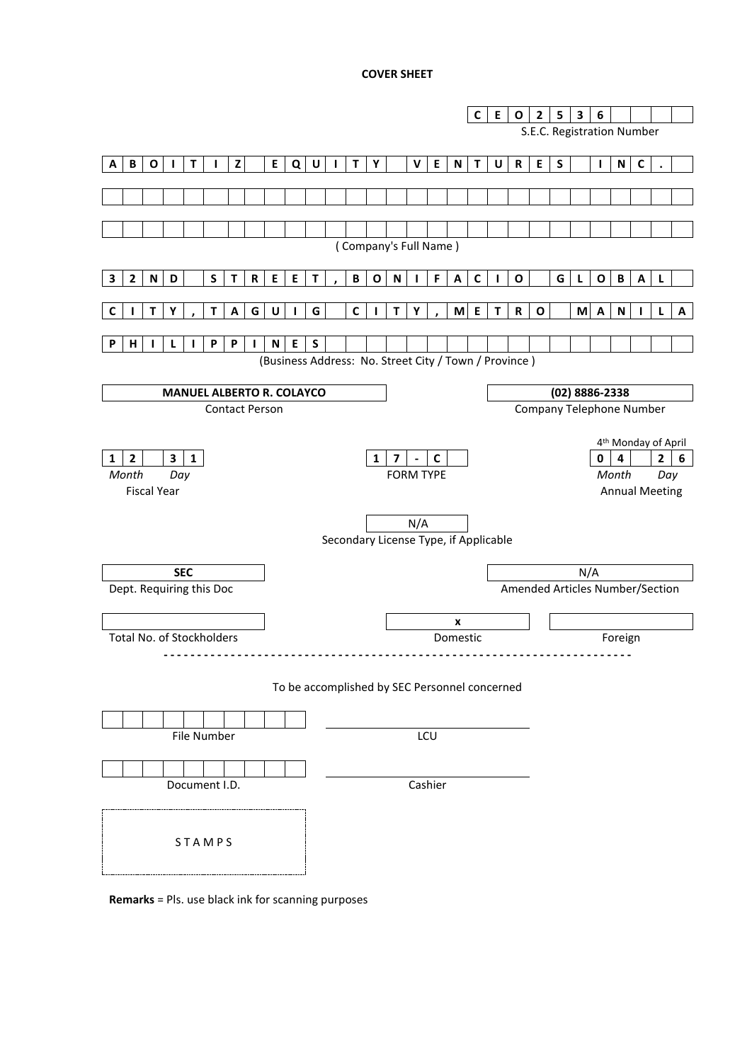# COVER SHEET

**CEO2536**

S.E.C. Registration Number

**ABOITIZ EQUITY VENTURES INC.**

( Company's Full Name )

**32ND STREET, BONIFACIO GLOBAL CITY, TAGUIG CITY, METRO MANILA PHILIPPINES**

(Business Address: No. Street City / Town / Province )

| **MANUEL ALBERTO R. COLAYCO** | **(02) 8886-2338** |
|---|---|
| Contact Person | Company Telephone Number |

| **12 31** | **17-C** | 4th Monday of April **04 26** |
|---|---|---|
| *Month* *Day* | FORM TYPE | *Month* *Day* |
| Fiscal Year | | Annual Meeting |

N/A

Secondary License Type, if Applicable

| **SEC** | N/A |
|---|---|
| Dept. Requiring this Doc | Amended Articles Number/Section |

| | **x** | |
|---|---|---|
| Total No. of Stockholders | Domestic | Foreign |

---

To be accomplished by SEC Personnel concerned

| | |
|---|---|
| File Number | LCU |
| Document I.D. | Cashier |

STAMPS

**Remarks** = Pls. use black ink for scanning purposes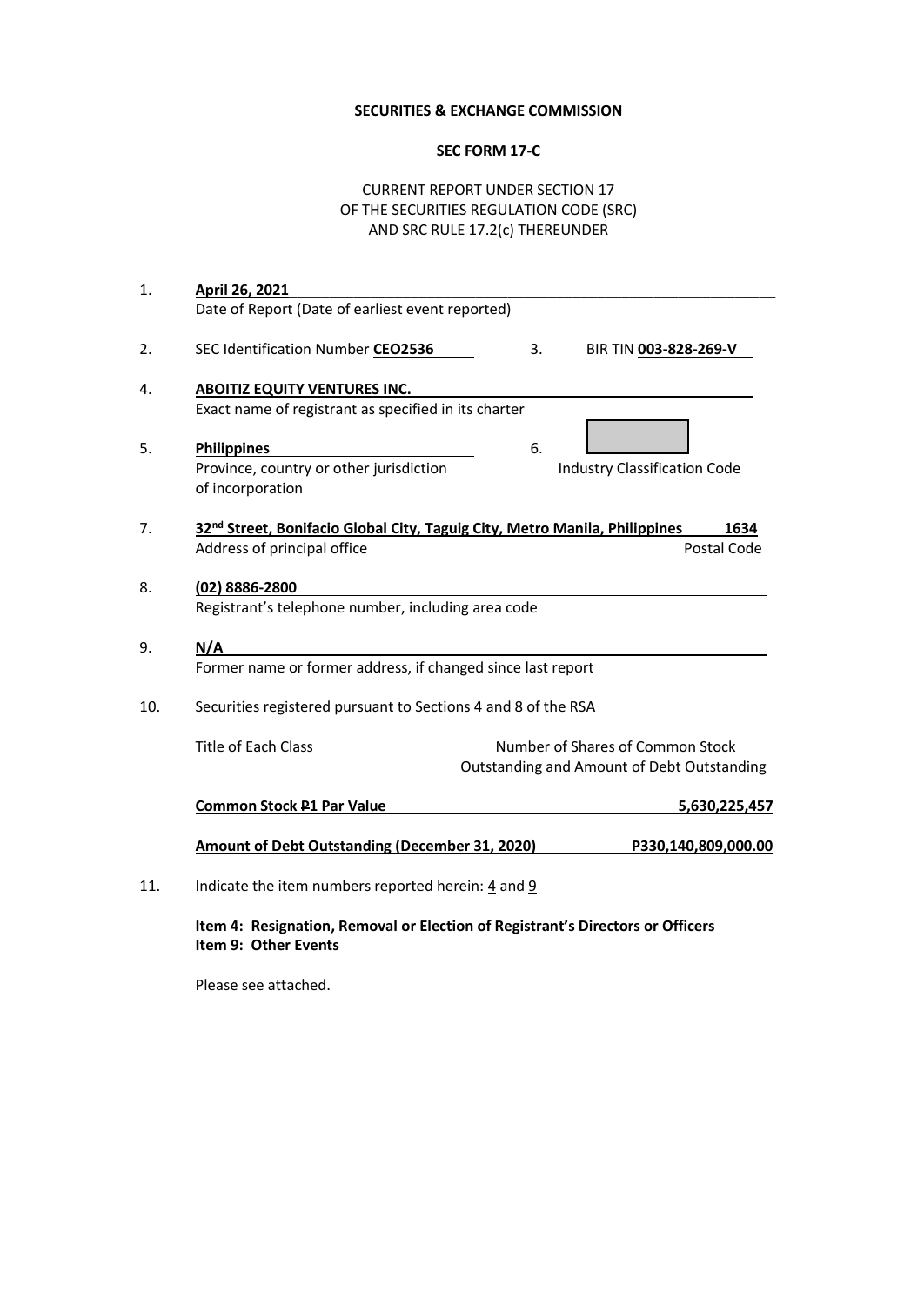**SECURITIES & EXCHANGE COMMISSION**

**SEC FORM 17-C**

CURRENT REPORT UNDER SECTION 17
OF THE SECURITIES REGULATION CODE (SRC)
AND SRC RULE 17.2(c) THEREUNDER

1. **April 26, 2021**
   Date of Report (Date of earliest event reported)

2. SEC Identification Number **CEO2536**

3. BIR TIN **003-828-269-V**

4. **ABOITIZ EQUITY VENTURES INC.**
   Exact name of registrant as specified in its charter

5. **Philippines**
   Province, country or other jurisdiction of incorporation

6. Industry Classification Code

7. **32nd Street, Bonifacio Global City, Taguig City, Metro Manila, Philippines** **1634**
   Address of principal office Postal Code

8. **(02) 8886-2800**
   Registrant's telephone number, including area code

9. **N/A**
   Former name or former address, if changed since last report

10. Securities registered pursuant to Sections 4 and 8 of the RSA

| Title of Each Class | Number of Shares of Common Stock Outstanding and Amount of Debt Outstanding |
|---|---|
| **Common Stock ₱1 Par Value** | **5,630,225,457** |
| **Amount of Debt Outstanding (December 31, 2020)** | **P330,140,809,000.00** |

11. Indicate the item numbers reported herein: 4 and 9

**Item 4: Resignation, Removal or Election of Registrant's Directors or Officers**
**Item 9: Other Events**

Please see attached.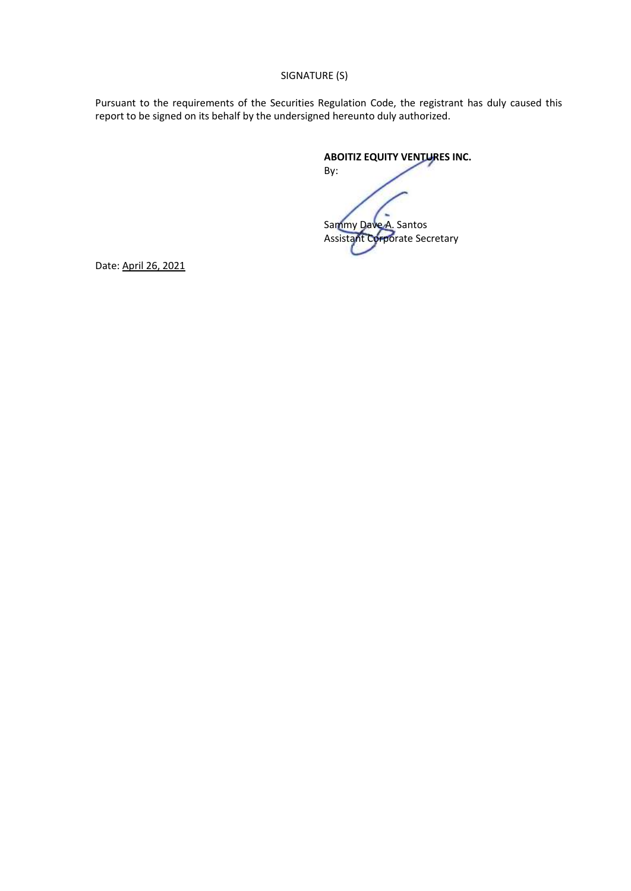SIGNATURE (S)

Pursuant to the requirements of the Securities Regulation Code, the registrant has duly caused this report to be signed on its behalf by the undersigned hereunto duly authorized.

**ABOITIZ EQUITY VENTURES INC.**
By:

Sammy Dave A. Santos
Assistant Corporate Secretary

Date: April 26, 2021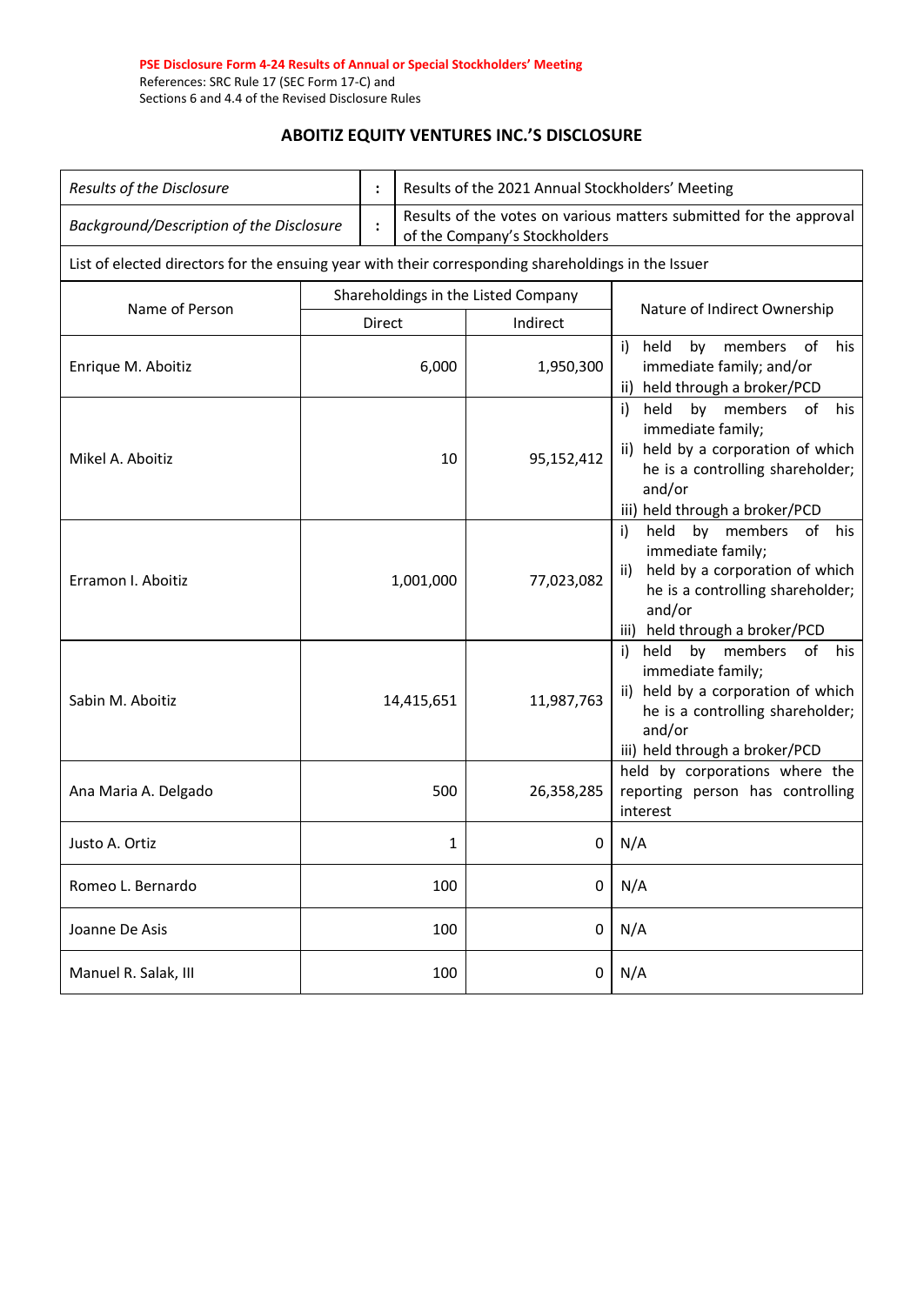**PSE Disclosure Form 4-24 Results of Annual or Special Stockholders' Meeting**
References: SRC Rule 17 (SEC Form 17-C) and
Sections 6 and 4.4 of the Revised Disclosure Rules

## ABOITIZ EQUITY VENTURES INC.'S DISCLOSURE

| | | |
|---|---|---|
| *Results of the Disclosure* | : | Results of the 2021 Annual Stockholders' Meeting |
| *Background/Description of the Disclosure* | : | Results of the votes on various matters submitted for the approval of the Company's Stockholders |

List of elected directors for the ensuing year with their corresponding shareholdings in the Issuer

| Name of Person | Shareholdings in the Listed Company | | Nature of Indirect Ownership |
|---|---|---|---|
| | Direct | Indirect | |
| Enrique M. Aboitiz | 6,000 | 1,950,300 | i) held by members of his immediate family; and/or ii) held through a broker/PCD |
| Mikel A. Aboitiz | 10 | 95,152,412 | i) held by members of his immediate family; ii) held by a corporation of which he is a controlling shareholder; and/or iii) held through a broker/PCD |
| Erramon I. Aboitiz | 1,001,000 | 77,023,082 | i) held by members of his immediate family; ii) held by a corporation of which he is a controlling shareholder; and/or iii) held through a broker/PCD |
| Sabin M. Aboitiz | 14,415,651 | 11,987,763 | i) held by members of his immediate family; ii) held by a corporation of which he is a controlling shareholder; and/or iii) held through a broker/PCD |
| Ana Maria A. Delgado | 500 | 26,358,285 | held by corporations where the reporting person has controlling interest |
| Justo A. Ortiz | 1 | 0 | N/A |
| Romeo L. Bernardo | 100 | 0 | N/A |
| Joanne De Asis | 100 | 0 | N/A |
| Manuel R. Salak, III | 100 | 0 | N/A |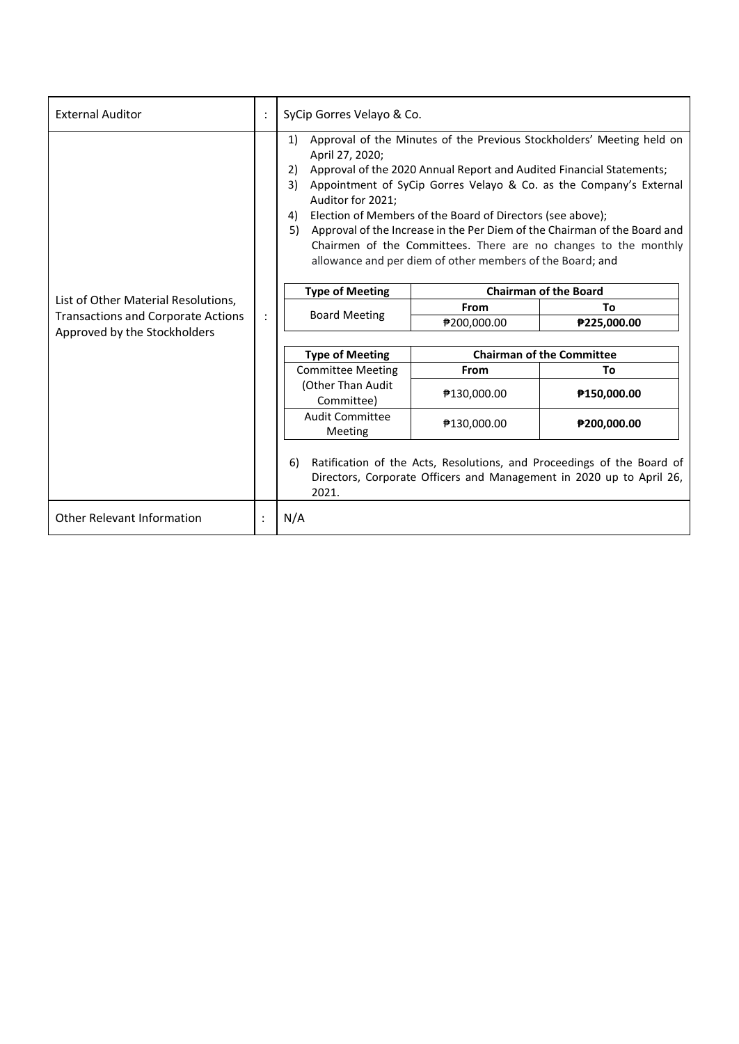| | | |
|---|---|---|
| External Auditor | : | SyCip Gorres Velayo & Co. |
| List of Other Material Resolutions, Transactions and Corporate Actions Approved by the Stockholders | : | 1) Approval of the Minutes of the Previous Stockholders' Meeting held on April 27, 2020;<br>2) Approval of the 2020 Annual Report and Audited Financial Statements;<br>3) Appointment of SyCip Gorres Velayo & Co. as the Company's External Auditor for 2021;<br>4) Election of Members of the Board of Directors (see above);<br>5) Approval of the Increase in the Per Diem of the Chairman of the Board and Chairmen of the Committees. There are no changes to the monthly allowance and per diem of other members of the Board; and<br>6) Ratification of the Acts, Resolutions, and Proceedings of the Board of Directors, Corporate Officers and Management in 2020 up to April 26, 2021. |
| Other Relevant Information | : | N/A |

| Type of Meeting | Chairman of the Board | |
|---|---|---|
| | **From** | **To** |
| Board Meeting | ₱200,000.00 | **₱225,000.00** |

| Type of Meeting | Chairman of the Committee | |
|---|---|---|
| | **From** | **To** |
| Committee Meeting (Other Than Audit Committee) | ₱130,000.00 | **₱150,000.00** |
| Audit Committee Meeting | ₱130,000.00 | **₱200,000.00** |